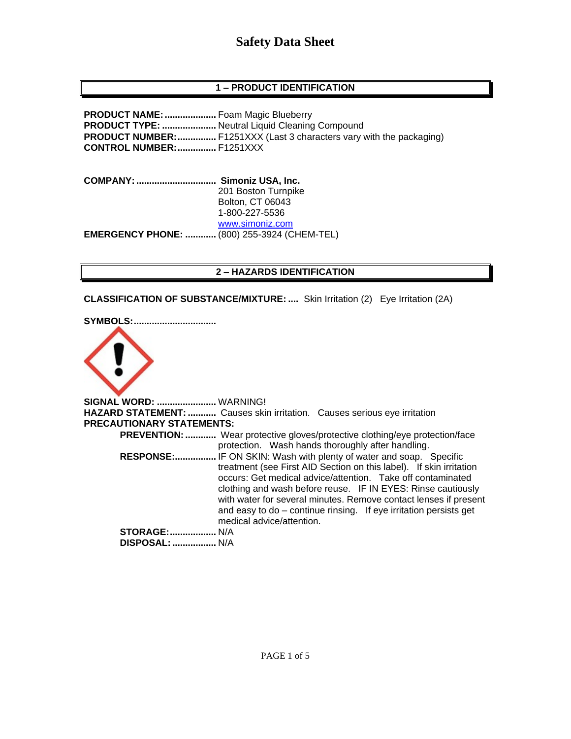# Safety Data Sheet

## 1 – PRODUCT IDENTIFICATION

**PRODUCT NAME:** .................... Foam Magic Blueberry
**PRODUCT TYPE:** ..................... Neutral Liquid Cleaning Compound
**PRODUCT NUMBER:** ............... F1251XXX (Last 3 characters vary with the packaging)
**CONTROL NUMBER:** ............... F1251XXX

**COMPANY:** ............................... **Simoniz USA, Inc.**
201 Boston Turnpike
Bolton, CT 06043
1-800-227-5536
www.simoniz.com
**EMERGENCY PHONE:** ............ (800) 255-3924 (CHEM-TEL)

## 2 – HAZARDS IDENTIFICATION

**CLASSIFICATION OF SUBSTANCE/MIXTURE:** .... Skin Irritation (2) Eye Irritation (2A)

**SYMBOLS:**................................

**SIGNAL WORD:** ....................... WARNING!
**HAZARD STATEMENT:** ........... Causes skin irritation. Causes serious eye irritation
**PRECAUTIONARY STATEMENTS:**

- **PREVENTION:** ............ Wear protective gloves/protective clothing/eye protection/face protection. Wash hands thoroughly after handling.
- **RESPONSE:**................ IF ON SKIN: Wash with plenty of water and soap. Specific treatment (see First AID Section on this label). If skin irritation occurs: Get medical advice/attention. Take off contaminated clothing and wash before reuse. IF IN EYES: Rinse cautiously with water for several minutes. Remove contact lenses if present and easy to do – continue rinsing. If eye irritation persists get medical advice/attention.
- **STORAGE:**.................. N/A
- **DISPOSAL:** ................. N/A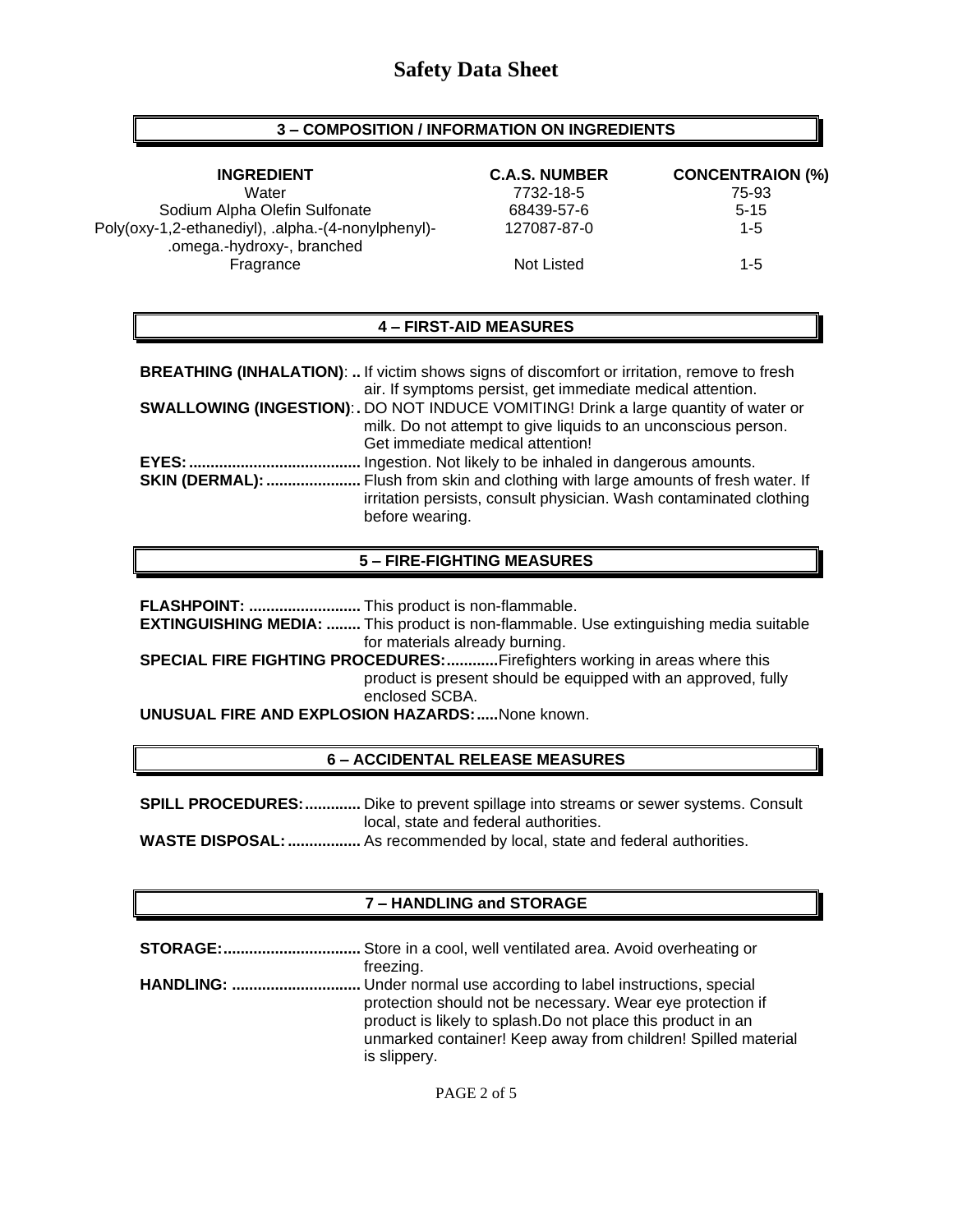# Safety Data Sheet

## 3 – COMPOSITION / INFORMATION ON INGREDIENTS

| INGREDIENT | C.A.S. NUMBER | CONCENTRAION (%) |
|---|---|---|
| Water | 7732-18-5 | 75-93 |
| Sodium Alpha Olefin Sulfonate | 68439-57-6 | 5-15 |
| Poly(oxy-1,2-ethanediyl), .alpha.-(4-nonylphenyl)-.omega.-hydroxy-, branched | 127087-87-0 | 1-5 |
| Fragrance | Not Listed | 1-5 |

## 4 – FIRST-AID MEASURES

**BREATHING (INHALATION)**: .. If victim shows signs of discomfort or irritation, remove to fresh air. If symptoms persist, get immediate medical attention.

**SWALLOWING (INGESTION)**: . DO NOT INDUCE VOMITING! Drink a large quantity of water or milk. Do not attempt to give liquids to an unconscious person. Get immediate medical attention!

**EYES:** ........................................ Ingestion. Not likely to be inhaled in dangerous amounts.

**SKIN (DERMAL):** ...................... Flush from skin and clothing with large amounts of fresh water. If irritation persists, consult physician. Wash contaminated clothing before wearing.

## 5 – FIRE-FIGHTING MEASURES

**FLASHPOINT:** .......................... This product is non-flammable.

**EXTINGUISHING MEDIA:** ........ This product is non-flammable. Use extinguishing media suitable for materials already burning.

**SPECIAL FIRE FIGHTING PROCEDURES:**............Firefighters working in areas where this product is present should be equipped with an approved, fully enclosed SCBA.

**UNUSUAL FIRE AND EXPLOSION HAZARDS:**.....None known.

## 6 – ACCIDENTAL RELEASE MEASURES

**SPILL PROCEDURES:**............. Dike to prevent spillage into streams or sewer systems. Consult local, state and federal authorities.

**WASTE DISPOSAL:**................. As recommended by local, state and federal authorities.

## 7 – HANDLING and STORAGE

**STORAGE:**................................ Store in a cool, well ventilated area. Avoid overheating or freezing.

**HANDLING:** .............................. Under normal use according to label instructions, special protection should not be necessary. Wear eye protection if product is likely to splash.Do not place this product in an unmarked container! Keep away from children! Spilled material is slippery.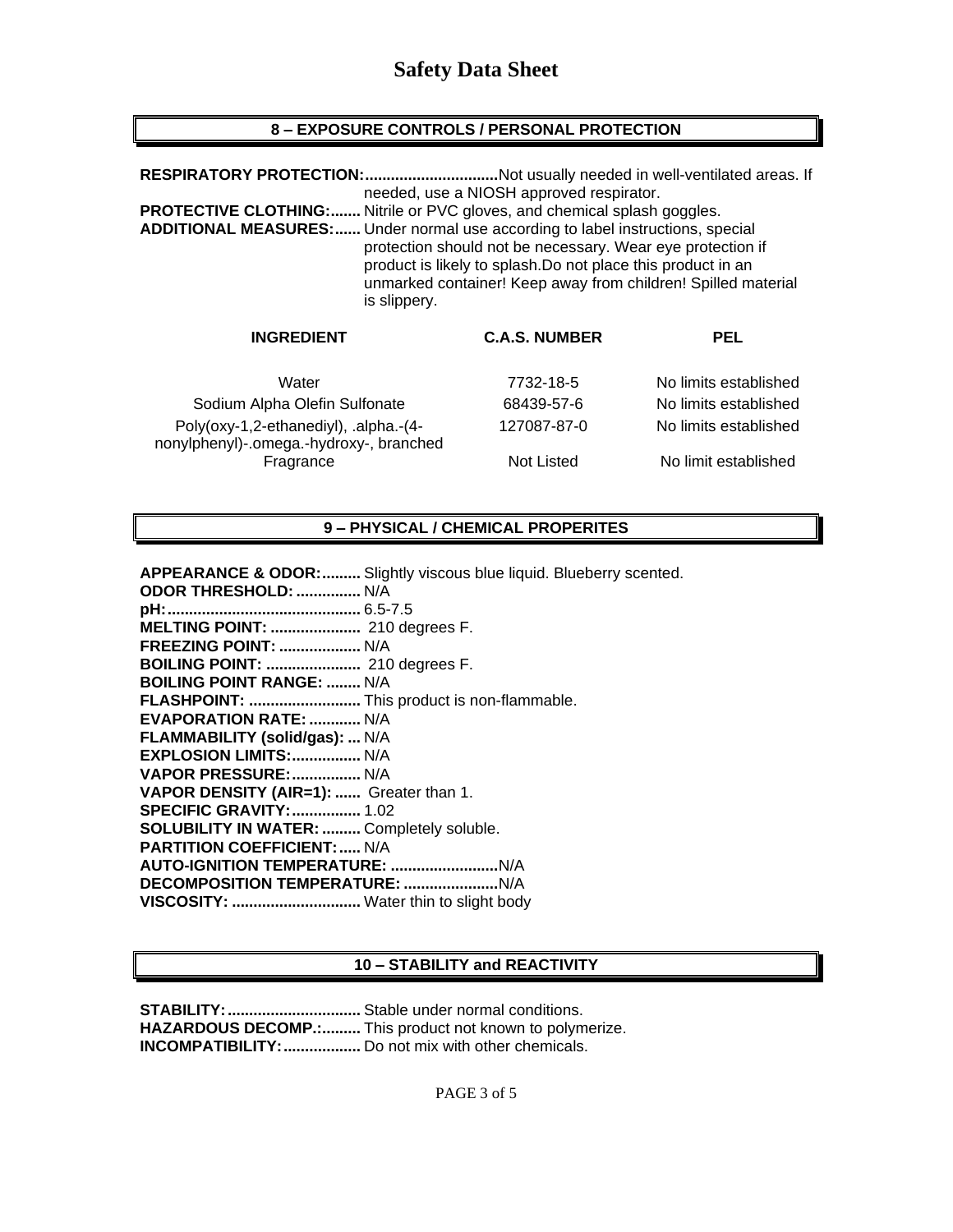# Safety Data Sheet

## 8 – EXPOSURE CONTROLS / PERSONAL PROTECTION

**RESPIRATORY PROTECTION:**...............................Not usually needed in well-ventilated areas. If needed, use a NIOSH approved respirator.

**PROTECTIVE CLOTHING:**....... Nitrile or PVC gloves, and chemical splash goggles.

**ADDITIONAL MEASURES:**...... Under normal use according to label instructions, special protection should not be necessary. Wear eye protection if product is likely to splash.Do not place this product in an unmarked container! Keep away from children! Spilled material is slippery.

| INGREDIENT | C.A.S. NUMBER | PEL |
|---|---|---|
| Water | 7732-18-5 | No limits established |
| Sodium Alpha Olefin Sulfonate | 68439-57-6 | No limits established |
| Poly(oxy-1,2-ethanediyl), .alpha.-(4-nonylphenyl)-.omega.-hydroxy-, branched | 127087-87-0 | No limits established |
| Fragrance | Not Listed | No limit established |

## 9 – PHYSICAL / CHEMICAL PROPERITES

**APPEARANCE & ODOR:**......... Slightly viscous blue liquid. Blueberry scented.
**ODOR THRESHOLD:**............... N/A
**pH:**............................................ 6.5-7.5
**MELTING POINT:**..................... 210 degrees F.
**FREEZING POINT:**................... N/A
**BOILING POINT:**...................... 210 degrees F.
**BOILING POINT RANGE:**........ N/A
**FLASHPOINT:**.......................... This product is non-flammable.
**EVAPORATION RATE:**............ N/A
**FLAMMABILITY (solid/gas):**... N/A
**EXPLOSION LIMITS:**................ N/A
**VAPOR PRESSURE:**................ N/A
**VAPOR DENSITY (AIR=1):**...... Greater than 1.
**SPECIFIC GRAVITY:**................ 1.02
**SOLUBILITY IN WATER:**......... Completely soluble.
**PARTITION COEFFICIENT:**..... N/A
**AUTO-IGNITION TEMPERATURE:**.........................N/A
**DECOMPOSITION TEMPERATURE:**......................N/A
**VISCOSITY:**.............................. Water thin to slight body

## 10 – STABILITY and REACTIVITY

**STABILITY:**............................... Stable under normal conditions.
**HAZARDOUS DECOMP.:**......... This product not known to polymerize.
**INCOMPATIBILITY:**.................. Do not mix with other chemicals.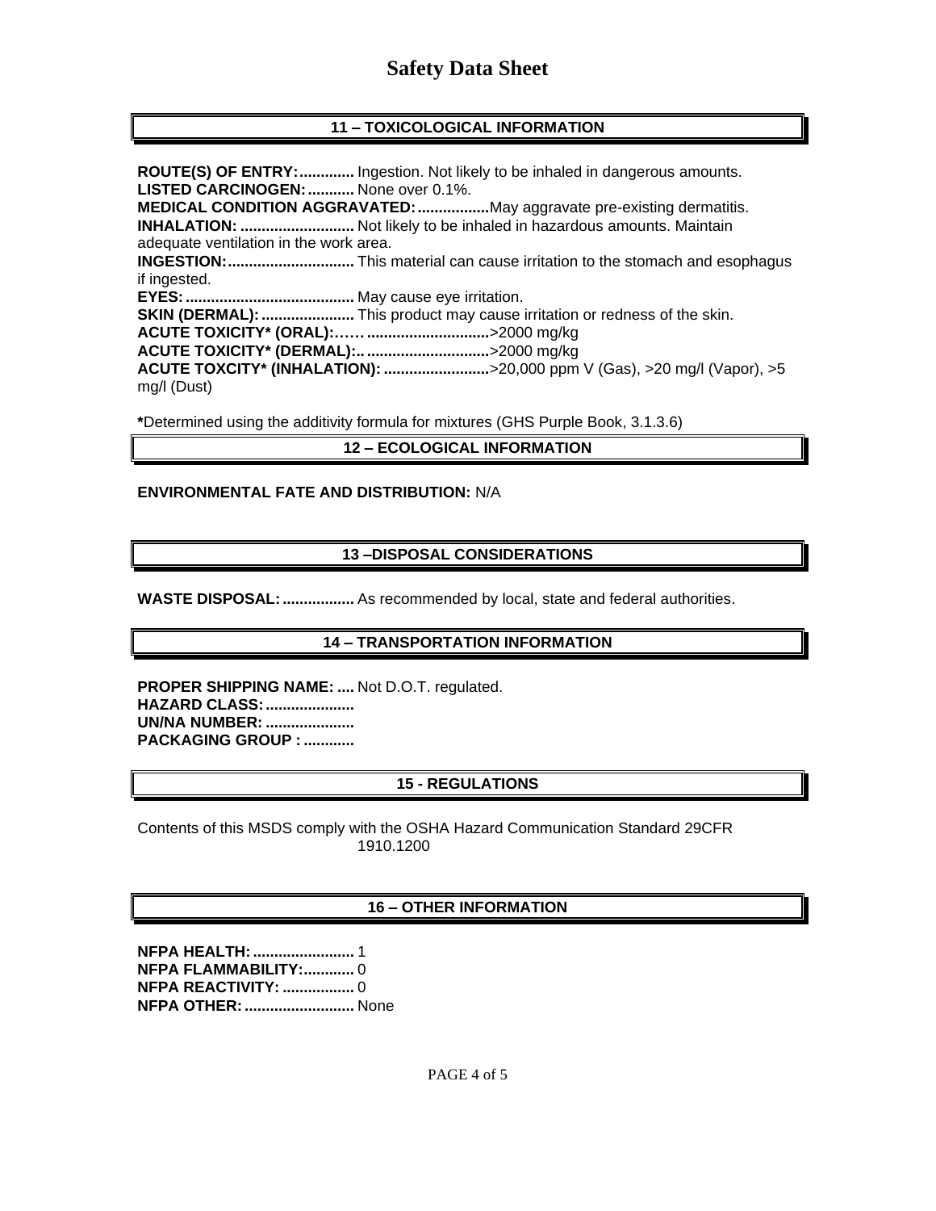# Safety Data Sheet

## 11 – TOXICOLOGICAL INFORMATION

**ROUTE(S) OF ENTRY:.............** Ingestion. Not likely to be inhaled in dangerous amounts.
**LISTED CARCINOGEN:...........** None over 0.1%.
**MEDICAL CONDITION AGGRAVATED:.................**May aggravate pre-existing dermatitis.
**INHALATION: ...........................** Not likely to be inhaled in hazardous amounts. Maintain adequate ventilation in the work area.
**INGESTION:..............................** This material can cause irritation to the stomach and esophagus if ingested.
**EYES:........................................** May cause eye irritation.
**SKIN (DERMAL): ......................** This product may cause irritation or redness of the skin.
**ACUTE TOXICITY* (ORAL):…… ............................**>2000 mg/kg
**ACUTE TOXICITY* (DERMAL):.. ............................**>2000 mg/kg
**ACUTE TOXCITY* (INHALATION): .........................**>20,000 ppm V (Gas), >20 mg/l (Vapor), >5 mg/l (Dust)

**\***Determined using the additivity formula for mixtures (GHS Purple Book, 3.1.3.6)

## 12 – ECOLOGICAL INFORMATION

**ENVIRONMENTAL FATE AND DISTRIBUTION:** N/A

## 13 –DISPOSAL CONSIDERATIONS

**WASTE DISPOSAL: .................** As recommended by local, state and federal authorities.

## 14 – TRANSPORTATION INFORMATION

**PROPER SHIPPING NAME: ....** Not D.O.T. regulated.
**HAZARD CLASS: .....................**
**UN/NA NUMBER: .....................**
**PACKAGING GROUP : ............**

## 15 - REGULATIONS

Contents of this MSDS comply with the OSHA Hazard Communication Standard 29CFR 1910.1200

## 16 – OTHER INFORMATION

**NFPA HEALTH: ........................** 1
**NFPA FLAMMABILITY:............** 0
**NFPA REACTIVITY: .................** 0
**NFPA OTHER: ..........................** None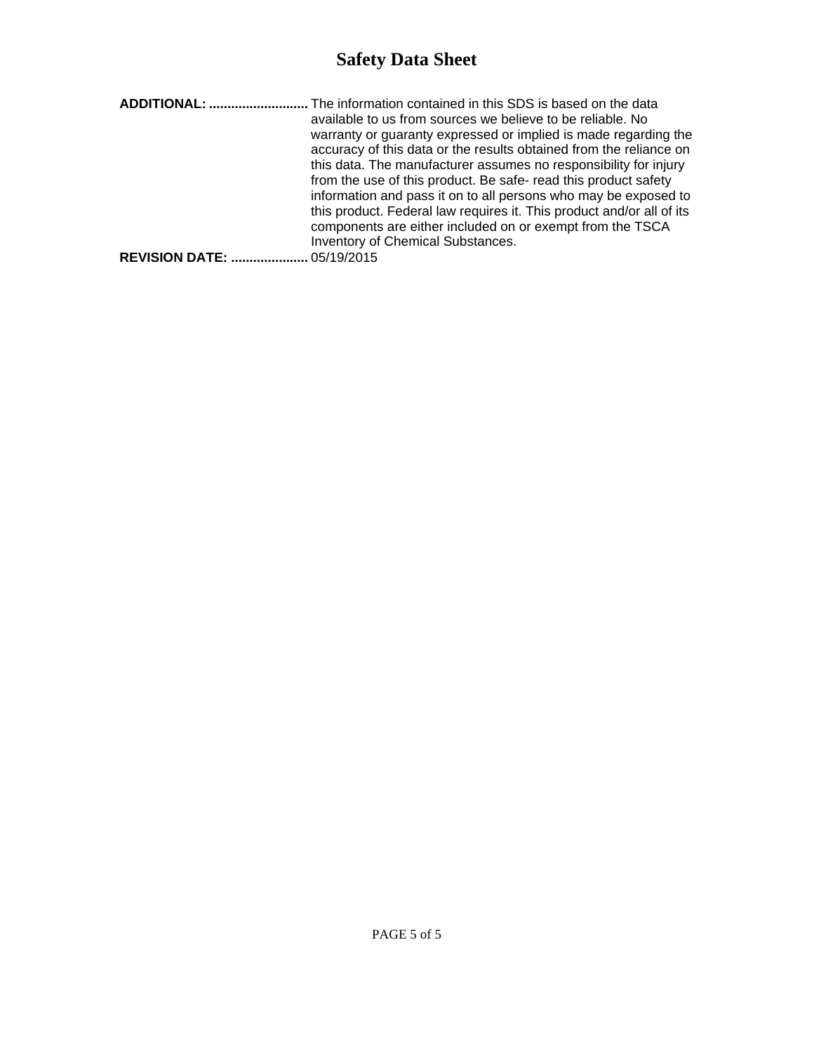**ADDITIONAL:** ........................... The information contained in this SDS is based on the data available to us from sources we believe to be reliable. No warranty or guaranty expressed or implied is made regarding the accuracy of this data or the results obtained from the reliance on this data. The manufacturer assumes no responsibility for injury from the use of this product. Be safe- read this product safety information and pass it on to all persons who may be exposed to this product. Federal law requires it. This product and/or all of its components are either included on or exempt from the TSCA Inventory of Chemical Substances.

**REVISION DATE:** ..................... 05/19/2015